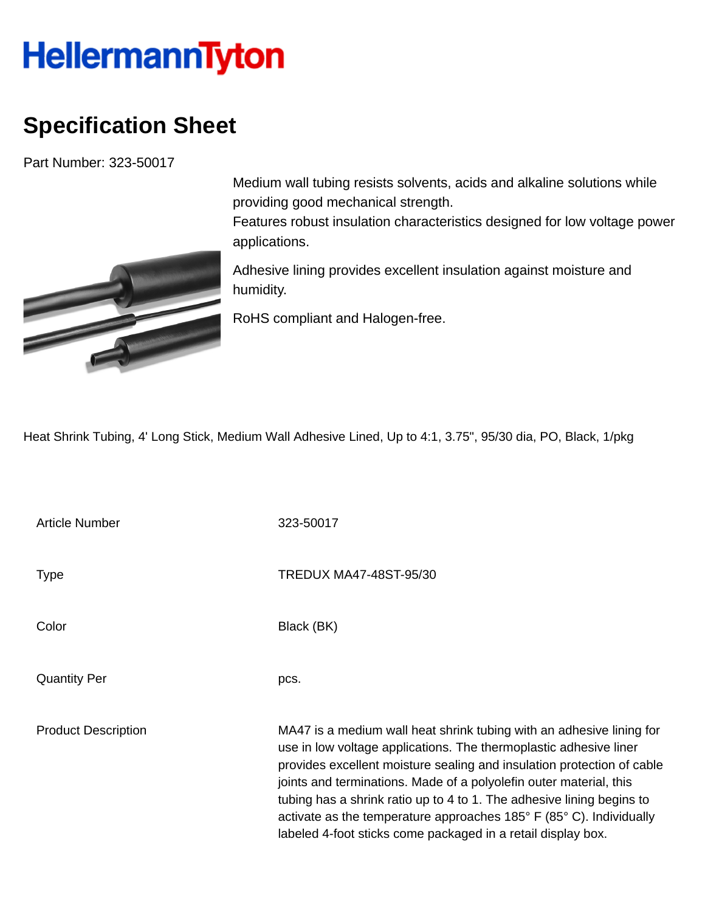# HellermannTyton

## Specification Sheet

Part Number: 323-50017

Medium wall tubing resists solvents, acids and alkaline solutions while providing good mechanical strength.
Features robust insulation characteristics designed for low voltage power applications.

Adhesive lining provides excellent insulation against moisture and humidity.

RoHS compliant and Halogen-free.

Heat Shrink Tubing, 4' Long Stick, Medium Wall Adhesive Lined, Up to 4:1, 3.75", 95/30 dia, PO, Black, 1/pkg

| | |
|---|---|
| Article Number | 323-50017 |
| Type | TREDUX MA47-48ST-95/30 |
| Color | Black (BK) |
| Quantity Per | pcs. |
| Product Description | MA47 is a medium wall heat shrink tubing with an adhesive lining for use in low voltage applications. The thermoplastic adhesive liner provides excellent moisture sealing and insulation protection of cable joints and terminations. Made of a polyolefin outer material, this tubing has a shrink ratio up to 4 to 1. The adhesive lining begins to activate as the temperature approaches 185° F (85° C). Individually labeled 4-foot sticks come packaged in a retail display box. |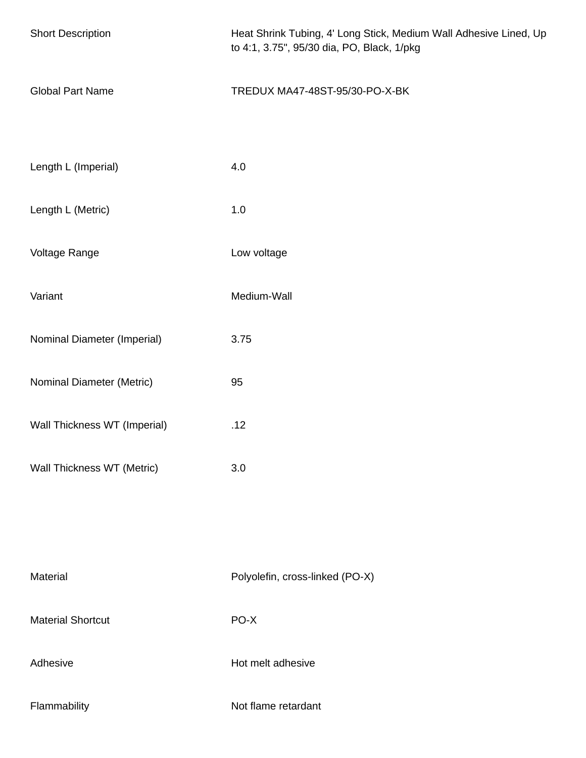| | |
|---|---|
| Short Description | Heat Shrink Tubing, 4' Long Stick, Medium Wall Adhesive Lined, Up to 4:1, 3.75", 95/30 dia, PO, Black, 1/pkg |
| Global Part Name | TREDUX MA47-48ST-95/30-PO-X-BK |
| Length L (Imperial) | 4.0 |
| Length L (Metric) | 1.0 |
| Voltage Range | Low voltage |
| Variant | Medium-Wall |
| Nominal Diameter (Imperial) | 3.75 |
| Nominal Diameter (Metric) | 95 |
| Wall Thickness WT (Imperial) | .12 |
| Wall Thickness WT (Metric) | 3.0 |
| Material | Polyolefin, cross-linked (PO-X) |
| Material Shortcut | PO-X |
| Adhesive | Hot melt adhesive |
| Flammability | Not flame retardant |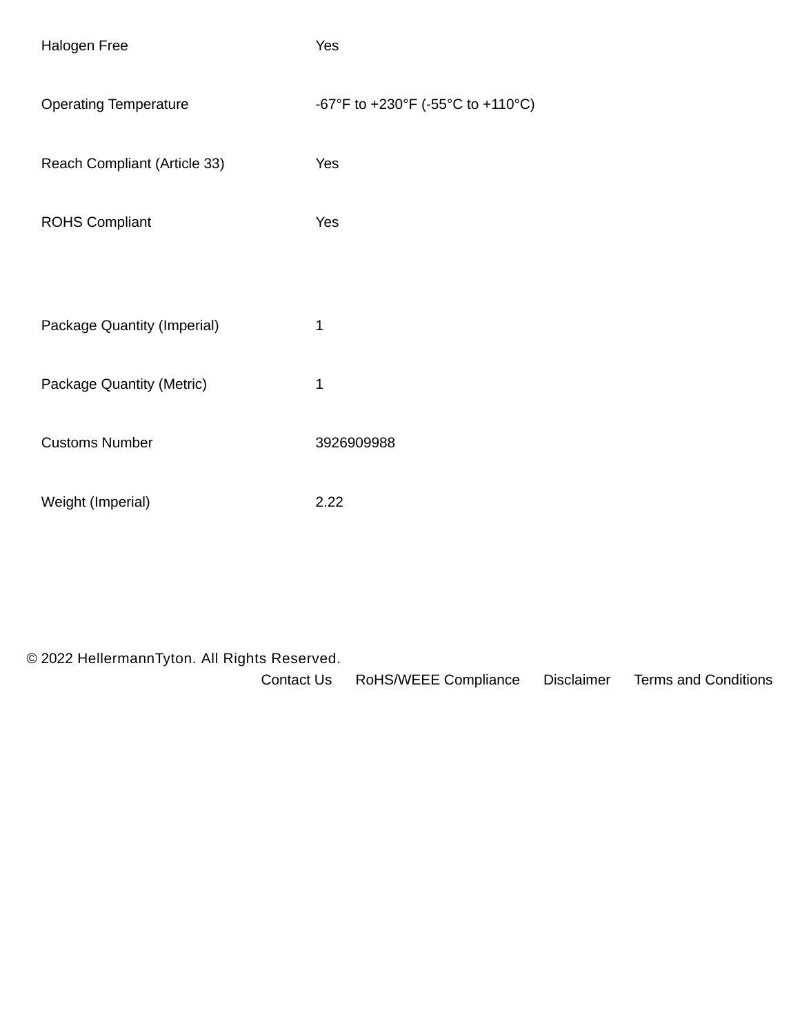| | |
|---|---|
| Halogen Free | Yes |
| Operating Temperature | -67°F to +230°F (-55°C to +110°C) |
| Reach Compliant (Article 33) | Yes |
| ROHS Compliant | Yes |

| | |
|---|---|
| Package Quantity (Imperial) | 1 |
| Package Quantity (Metric) | 1 |
| Customs Number | 3926909988 |
| Weight (Imperial) | 2.22 |

© 2022 HellermannTyton. All Rights Reserved.

Contact Us RoHS/WEEE Compliance Disclaimer Terms and Conditions